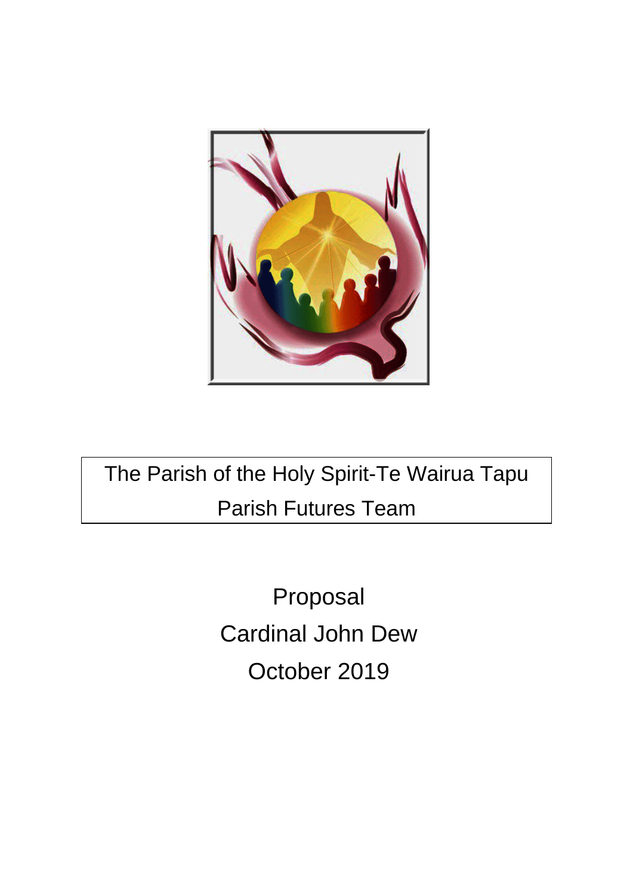The Parish of the Holy Spirit-Te Wairua Tapu

Parish Futures Team

Proposal

Cardinal John Dew

October 2019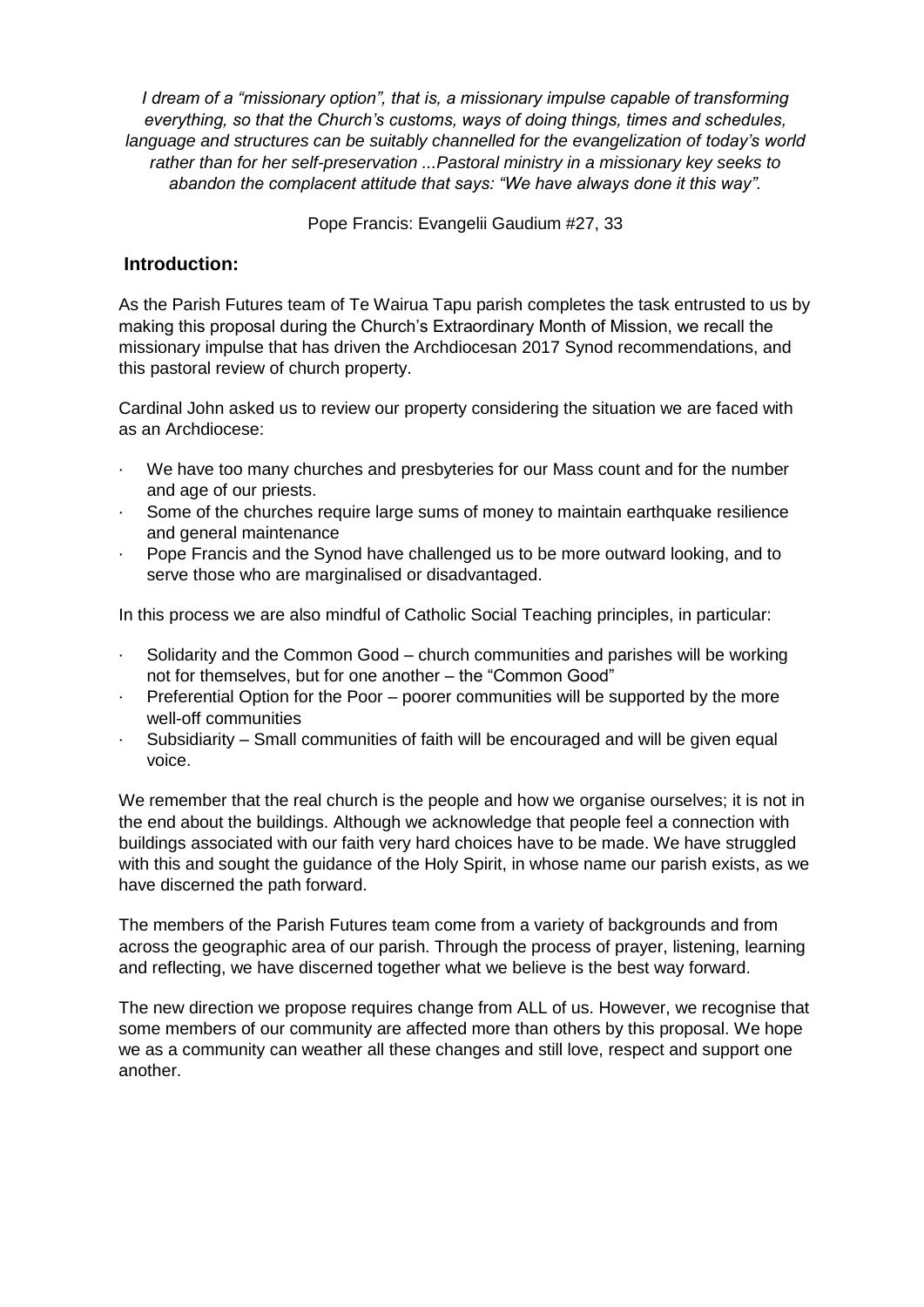*I dream of a "missionary option", that is, a missionary impulse capable of transforming everything, so that the Church's customs, ways of doing things, times and schedules, language and structures can be suitably channelled for the evangelization of today's world rather than for her self-preservation ...Pastoral ministry in a missionary key seeks to abandon the complacent attitude that says: "We have always done it this way".*

Pope Francis: Evangelii Gaudium #27, 33

## Introduction:

As the Parish Futures team of Te Wairua Tapu parish completes the task entrusted to us by making this proposal during the Church's Extraordinary Month of Mission, we recall the missionary impulse that has driven the Archdiocesan 2017 Synod recommendations, and this pastoral review of church property.

Cardinal John asked us to review our property considering the situation we are faced with as an Archdiocese:

- We have too many churches and presbyteries for our Mass count and for the number and age of our priests.
- Some of the churches require large sums of money to maintain earthquake resilience and general maintenance
- Pope Francis and the Synod have challenged us to be more outward looking, and to serve those who are marginalised or disadvantaged.

In this process we are also mindful of Catholic Social Teaching principles, in particular:

- Solidarity and the Common Good – church communities and parishes will be working not for themselves, but for one another – the "Common Good"
- Preferential Option for the Poor – poorer communities will be supported by the more well-off communities
- Subsidiarity – Small communities of faith will be encouraged and will be given equal voice.

We remember that the real church is the people and how we organise ourselves; it is not in the end about the buildings. Although we acknowledge that people feel a connection with buildings associated with our faith very hard choices have to be made. We have struggled with this and sought the guidance of the Holy Spirit, in whose name our parish exists, as we have discerned the path forward.

The members of the Parish Futures team come from a variety of backgrounds and from across the geographic area of our parish. Through the process of prayer, listening, learning and reflecting, we have discerned together what we believe is the best way forward.

The new direction we propose requires change from ALL of us. However, we recognise that some members of our community are affected more than others by this proposal. We hope we as a community can weather all these changes and still love, respect and support one another.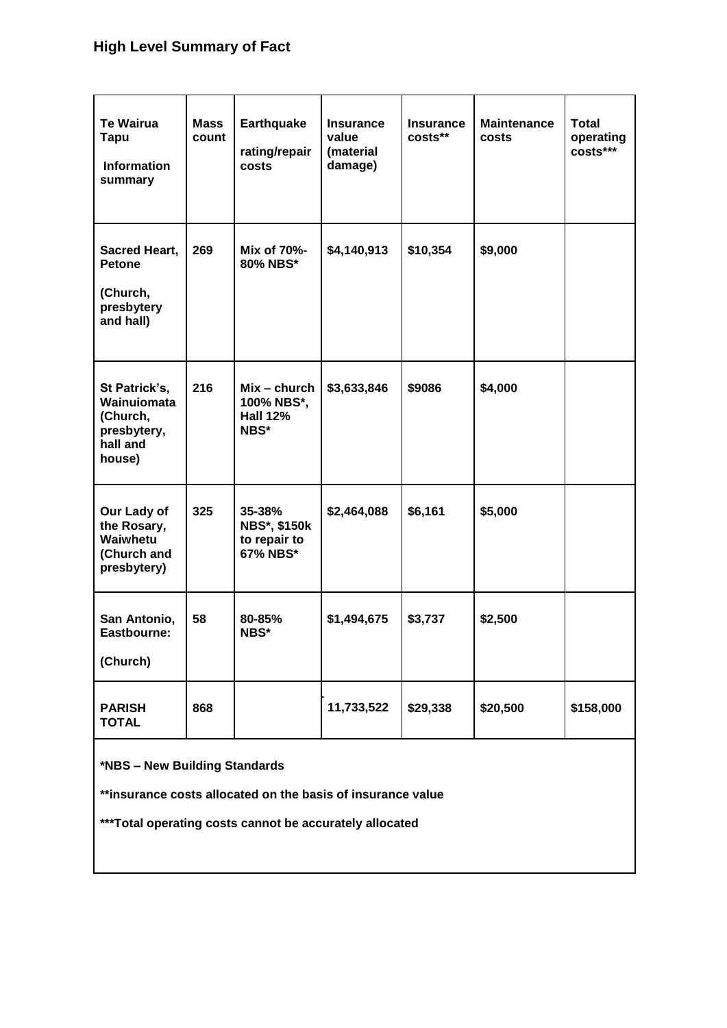## High Level Summary of Fact

| **Te Wairua Tapu Information summary** | **Mass count** | **Earthquake rating/repair costs** | **Insurance value (material damage)** | **Insurance costs**** | **Maintenance costs** | **Total operating costs***** |
|---|---|---|---|---|---|---|
| **Sacred Heart, Petone (Church, presbytery and hall)** | **269** | **Mix of 70%-80% NBS*** | **$4,140,913** | **$10,354** | **$9,000** | |
| **St Patrick's, Wainuiomata (Church, presbytery, hall and house)** | **216** | **Mix – church 100% NBS*, Hall 12% NBS*** | **$3,633,846** | **$9086** | **$4,000** | |
| **Our Lady of the Rosary, Waiwhetu (Church and presbytery)** | **325** | **35-38% NBS*, $150k to repair to 67% NBS*** | **$2,464,088** | **$6,161** | **$5,000** | |
| **San Antonio, Eastbourne: (Church)** | **58** | **80-85% NBS*** | **$1,494,675** | **$3,737** | **$2,500** | |
| **PARISH TOTAL** | **868** | | **11,733,522** | **$29,338** | **$20,500** | **$158,000** |

**\*NBS – New Building Standards**

**\*\*insurance costs allocated on the basis of insurance value**

**\*\*\*Total operating costs cannot be accurately allocated**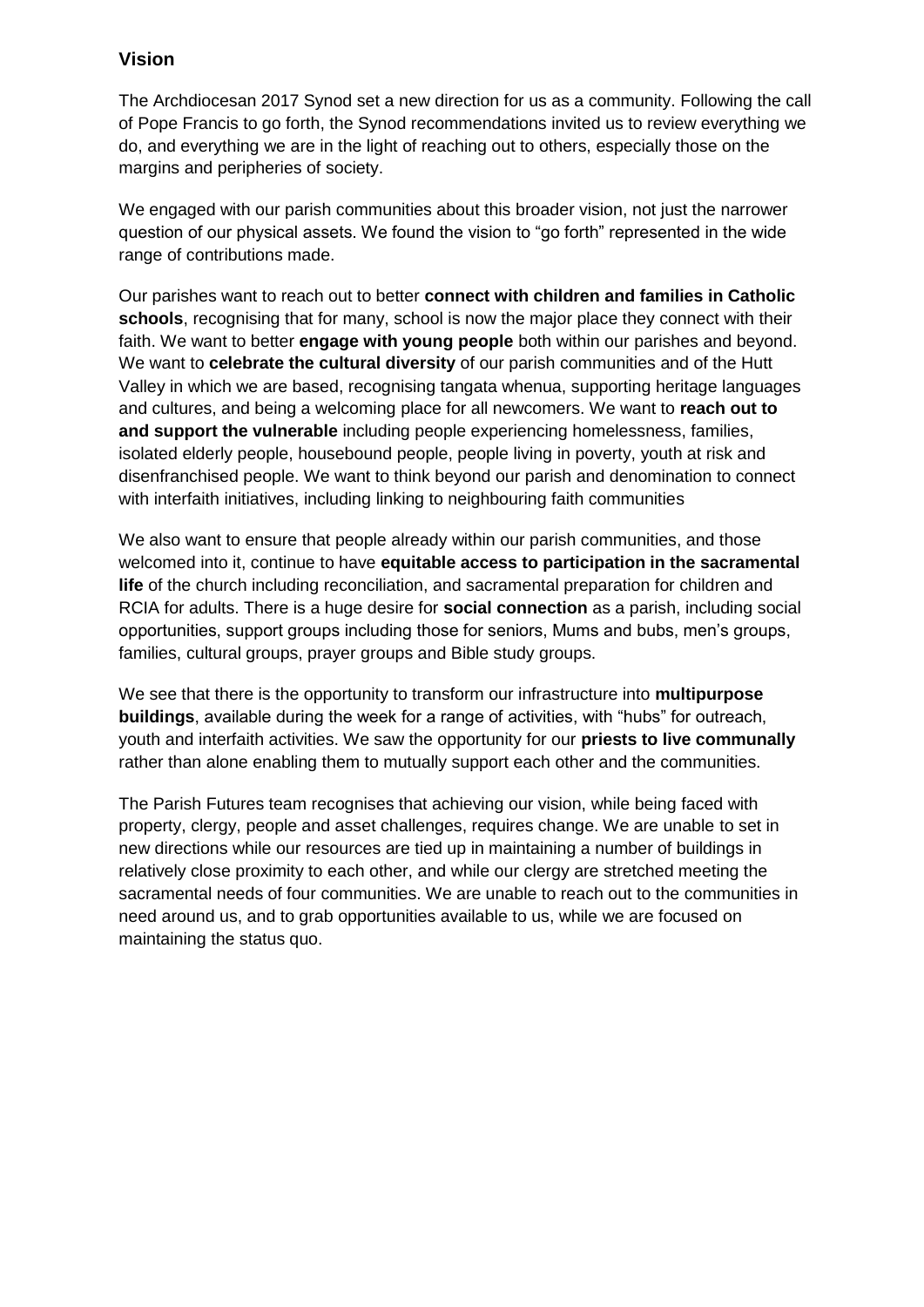## Vision

The Archdiocesan 2017 Synod set a new direction for us as a community. Following the call of Pope Francis to go forth, the Synod recommendations invited us to review everything we do, and everything we are in the light of reaching out to others, especially those on the margins and peripheries of society.

We engaged with our parish communities about this broader vision, not just the narrower question of our physical assets. We found the vision to "go forth" represented in the wide range of contributions made.

Our parishes want to reach out to better **connect with children and families in Catholic schools**, recognising that for many, school is now the major place they connect with their faith. We want to better **engage with young people** both within our parishes and beyond. We want to **celebrate the cultural diversity** of our parish communities and of the Hutt Valley in which we are based, recognising tangata whenua, supporting heritage languages and cultures, and being a welcoming place for all newcomers. We want to **reach out to and support the vulnerable** including people experiencing homelessness, families, isolated elderly people, housebound people, people living in poverty, youth at risk and disenfranchised people. We want to think beyond our parish and denomination to connect with interfaith initiatives, including linking to neighbouring faith communities

We also want to ensure that people already within our parish communities, and those welcomed into it, continue to have **equitable access to participation in the sacramental life** of the church including reconciliation, and sacramental preparation for children and RCIA for adults. There is a huge desire for **social connection** as a parish, including social opportunities, support groups including those for seniors, Mums and bubs, men's groups, families, cultural groups, prayer groups and Bible study groups.

We see that there is the opportunity to transform our infrastructure into **multipurpose buildings**, available during the week for a range of activities, with "hubs" for outreach, youth and interfaith activities. We saw the opportunity for our **priests to live communally** rather than alone enabling them to mutually support each other and the communities.

The Parish Futures team recognises that achieving our vision, while being faced with property, clergy, people and asset challenges, requires change. We are unable to set in new directions while our resources are tied up in maintaining a number of buildings in relatively close proximity to each other, and while our clergy are stretched meeting the sacramental needs of four communities. We are unable to reach out to the communities in need around us, and to grab opportunities available to us, while we are focused on maintaining the status quo.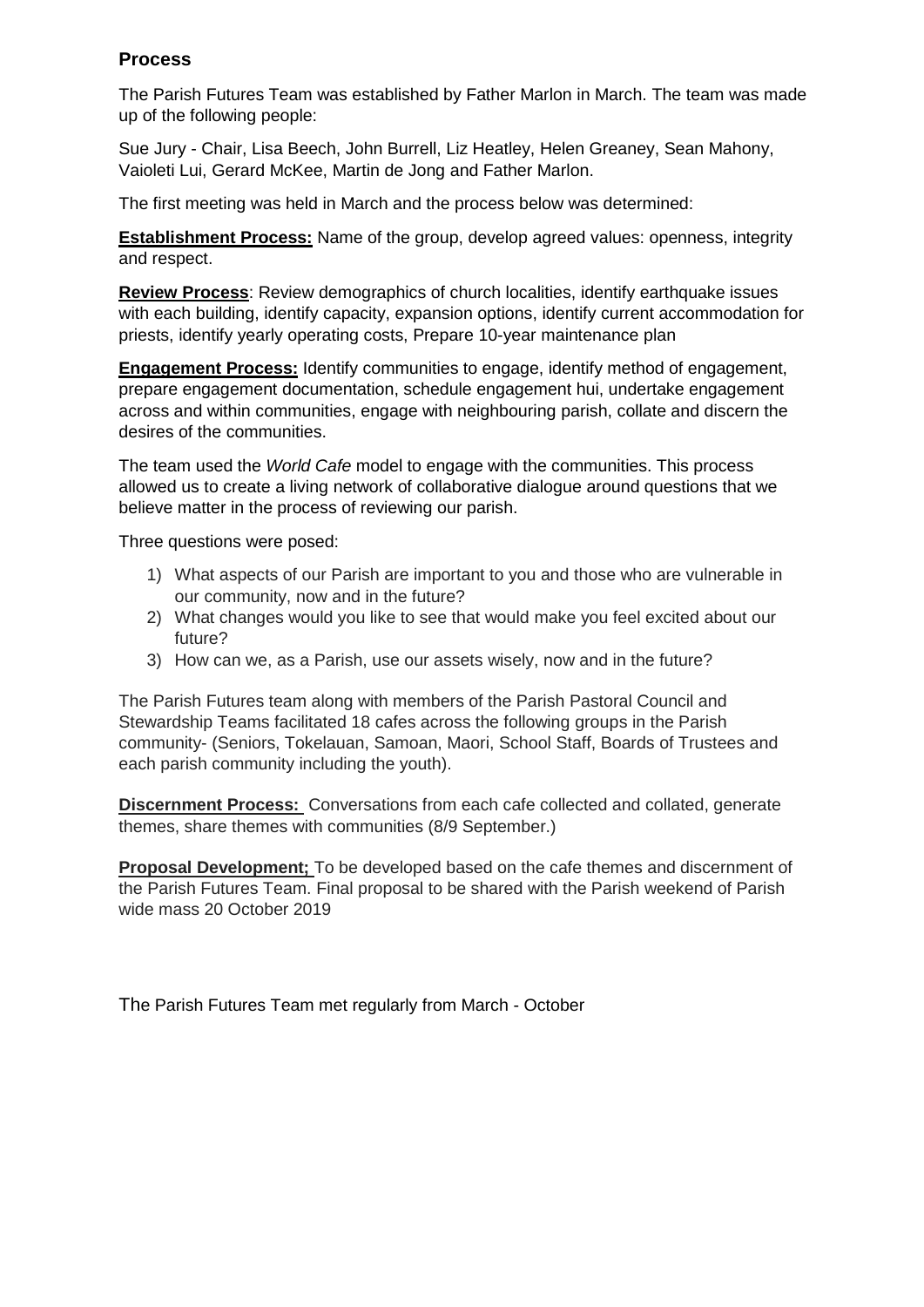## Process

The Parish Futures Team was established by Father Marlon in March. The team was made up of the following people:

Sue Jury - Chair, Lisa Beech, John Burrell, Liz Heatley, Helen Greaney, Sean Mahony, Vaioleti Lui, Gerard McKee, Martin de Jong and Father Marlon.

The first meeting was held in March and the process below was determined:

**Establishment Process:** Name of the group, develop agreed values: openness, integrity and respect.

**Review Process**: Review demographics of church localities, identify earthquake issues with each building, identify capacity, expansion options, identify current accommodation for priests, identify yearly operating costs, Prepare 10-year maintenance plan

**Engagement Process:** Identify communities to engage, identify method of engagement, prepare engagement documentation, schedule engagement hui, undertake engagement across and within communities, engage with neighbouring parish, collate and discern the desires of the communities.

The team used the *World Cafe* model to engage with the communities. This process allowed us to create a living network of collaborative dialogue around questions that we believe matter in the process of reviewing our parish.

Three questions were posed:

1) What aspects of our Parish are important to you and those who are vulnerable in our community, now and in the future?
2) What changes would you like to see that would make you feel excited about our future?
3) How can we, as a Parish, use our assets wisely, now and in the future?

The Parish Futures team along with members of the Parish Pastoral Council and Stewardship Teams facilitated 18 cafes across the following groups in the Parish community- (Seniors, Tokelauan, Samoan, Maori, School Staff, Boards of Trustees and each parish community including the youth).

**Discernment Process:** Conversations from each cafe collected and collated, generate themes, share themes with communities (8/9 September.)

**Proposal Development;** To be developed based on the cafe themes and discernment of the Parish Futures Team. Final proposal to be shared with the Parish weekend of Parish wide mass 20 October 2019

The Parish Futures Team met regularly from March - October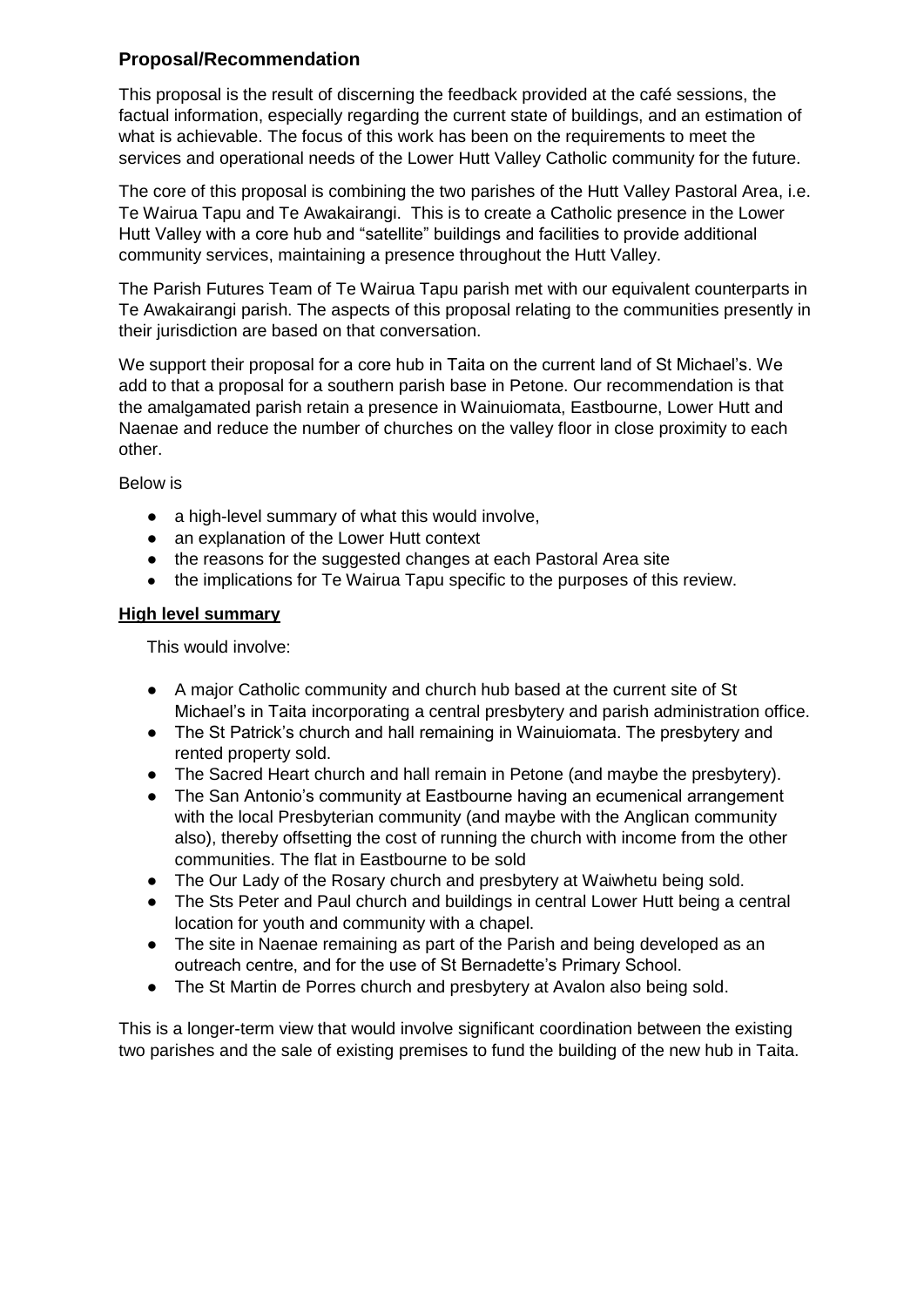## Proposal/Recommendation

This proposal is the result of discerning the feedback provided at the café sessions, the factual information, especially regarding the current state of buildings, and an estimation of what is achievable. The focus of this work has been on the requirements to meet the services and operational needs of the Lower Hutt Valley Catholic community for the future.

The core of this proposal is combining the two parishes of the Hutt Valley Pastoral Area, i.e. Te Wairua Tapu and Te Awakairangi. This is to create a Catholic presence in the Lower Hutt Valley with a core hub and "satellite" buildings and facilities to provide additional community services, maintaining a presence throughout the Hutt Valley.

The Parish Futures Team of Te Wairua Tapu parish met with our equivalent counterparts in Te Awakairangi parish. The aspects of this proposal relating to the communities presently in their jurisdiction are based on that conversation.

We support their proposal for a core hub in Taita on the current land of St Michael's. We add to that a proposal for a southern parish base in Petone. Our recommendation is that the amalgamated parish retain a presence in Wainuiomata, Eastbourne, Lower Hutt and Naenae and reduce the number of churches on the valley floor in close proximity to each other.

Below is

- a high-level summary of what this would involve,
- an explanation of the Lower Hutt context
- the reasons for the suggested changes at each Pastoral Area site
- the implications for Te Wairua Tapu specific to the purposes of this review.

### High level summary

This would involve:

- A major Catholic community and church hub based at the current site of St Michael's in Taita incorporating a central presbytery and parish administration office.
- The St Patrick's church and hall remaining in Wainuiomata. The presbytery and rented property sold.
- The Sacred Heart church and hall remain in Petone (and maybe the presbytery).
- The San Antonio's community at Eastbourne having an ecumenical arrangement with the local Presbyterian community (and maybe with the Anglican community also), thereby offsetting the cost of running the church with income from the other communities. The flat in Eastbourne to be sold
- The Our Lady of the Rosary church and presbytery at Waiwhetu being sold.
- The Sts Peter and Paul church and buildings in central Lower Hutt being a central location for youth and community with a chapel.
- The site in Naenae remaining as part of the Parish and being developed as an outreach centre, and for the use of St Bernadette's Primary School.
- The St Martin de Porres church and presbytery at Avalon also being sold.

This is a longer-term view that would involve significant coordination between the existing two parishes and the sale of existing premises to fund the building of the new hub in Taita.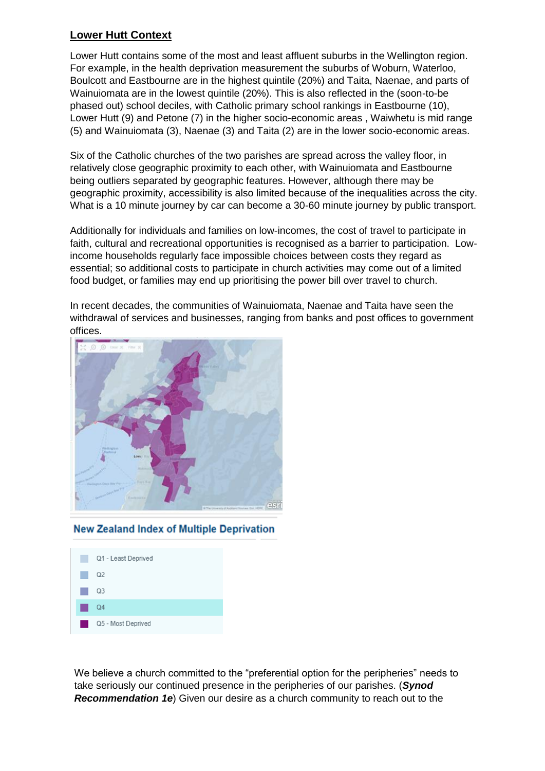## **Lower Hutt Context**

Lower Hutt contains some of the most and least affluent suburbs in the Wellington region. For example, in the health deprivation measurement the suburbs of Woburn, Waterloo, Boulcott and Eastbourne are in the highest quintile (20%) and Taita, Naenae, and parts of Wainuiomata are in the lowest quintile (20%). This is also reflected in the (soon-to-be phased out) school deciles, with Catholic primary school rankings in Eastbourne (10), Lower Hutt (9) and Petone (7) in the higher socio-economic areas , Waiwhetu is mid range (5) and Wainuiomata (3), Naenae (3) and Taita (2) are in the lower socio-economic areas.

Six of the Catholic churches of the two parishes are spread across the valley floor, in relatively close geographic proximity to each other, with Wainuiomata and Eastbourne being outliers separated by geographic features. However, although there may be geographic proximity, accessibility is also limited because of the inequalities across the city. What is a 10 minute journey by car can become a 30-60 minute journey by public transport.

Additionally for individuals and families on low-incomes, the cost of travel to participate in faith, cultural and recreational opportunities is recognised as a barrier to participation. Low-income households regularly face impossible choices between costs they regard as essential; so additional costs to participate in church activities may come out of a limited food budget, or families may end up prioritising the power bill over travel to church.

In recent decades, the communities of Wainuiomata, Naenae and Taita have seen the withdrawal of services and businesses, ranging from banks and post offices to government offices.

**New Zealand Index of Multiple Deprivation**

- Q1 - Least Deprived
- Q2
- Q3
- Q4
- Q5 - Most Deprived

We believe a church committed to the "preferential option for the peripheries" needs to take seriously our continued presence in the peripheries of our parishes. (***Synod Recommendation 1e***) Given our desire as a church community to reach out to the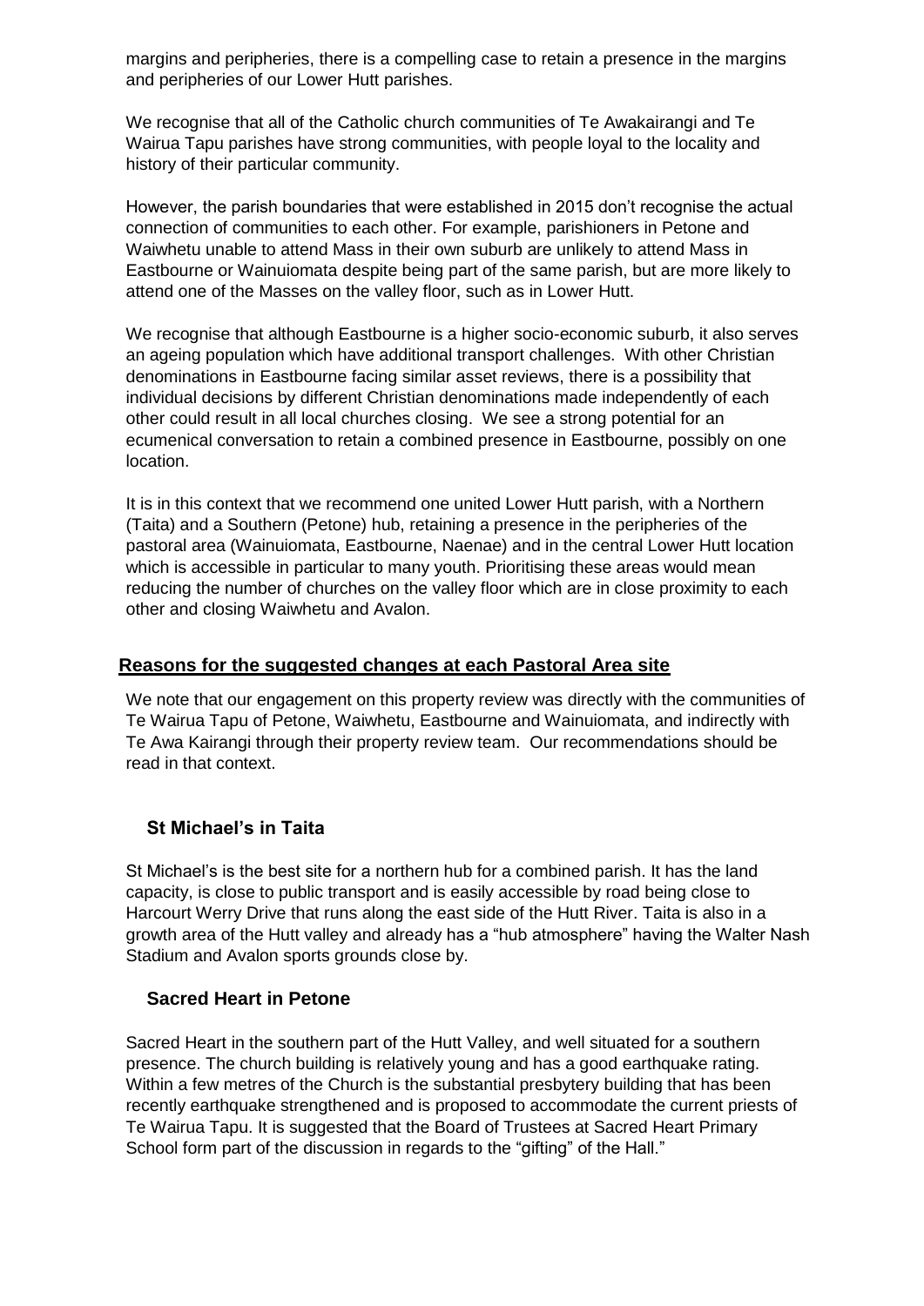margins and peripheries, there is a compelling case to retain a presence in the margins and peripheries of our Lower Hutt parishes.

We recognise that all of the Catholic church communities of Te Awakairangi and Te Wairua Tapu parishes have strong communities, with people loyal to the locality and history of their particular community.

However, the parish boundaries that were established in 2015 don't recognise the actual connection of communities to each other. For example, parishioners in Petone and Waiwhetu unable to attend Mass in their own suburb are unlikely to attend Mass in Eastbourne or Wainuiomata despite being part of the same parish, but are more likely to attend one of the Masses on the valley floor, such as in Lower Hutt.

We recognise that although Eastbourne is a higher socio-economic suburb, it also serves an ageing population which have additional transport challenges. With other Christian denominations in Eastbourne facing similar asset reviews, there is a possibility that individual decisions by different Christian denominations made independently of each other could result in all local churches closing. We see a strong potential for an ecumenical conversation to retain a combined presence in Eastbourne, possibly on one location.

It is in this context that we recommend one united Lower Hutt parish, with a Northern (Taita) and a Southern (Petone) hub, retaining a presence in the peripheries of the pastoral area (Wainuiomata, Eastbourne, Naenae) and in the central Lower Hutt location which is accessible in particular to many youth. Prioritising these areas would mean reducing the number of churches on the valley floor which are in close proximity to each other and closing Waiwhetu and Avalon.

## Reasons for the suggested changes at each Pastoral Area site

We note that our engagement on this property review was directly with the communities of Te Wairua Tapu of Petone, Waiwhetu, Eastbourne and Wainuiomata, and indirectly with Te Awa Kairangi through their property review team. Our recommendations should be read in that context.

### St Michael's in Taita

St Michael's is the best site for a northern hub for a combined parish. It has the land capacity, is close to public transport and is easily accessible by road being close to Harcourt Werry Drive that runs along the east side of the Hutt River. Taita is also in a growth area of the Hutt valley and already has a "hub atmosphere" having the Walter Nash Stadium and Avalon sports grounds close by.

### Sacred Heart in Petone

Sacred Heart in the southern part of the Hutt Valley, and well situated for a southern presence. The church building is relatively young and has a good earthquake rating. Within a few metres of the Church is the substantial presbytery building that has been recently earthquake strengthened and is proposed to accommodate the current priests of Te Wairua Tapu. It is suggested that the Board of Trustees at Sacred Heart Primary School form part of the discussion in regards to the "gifting" of the Hall."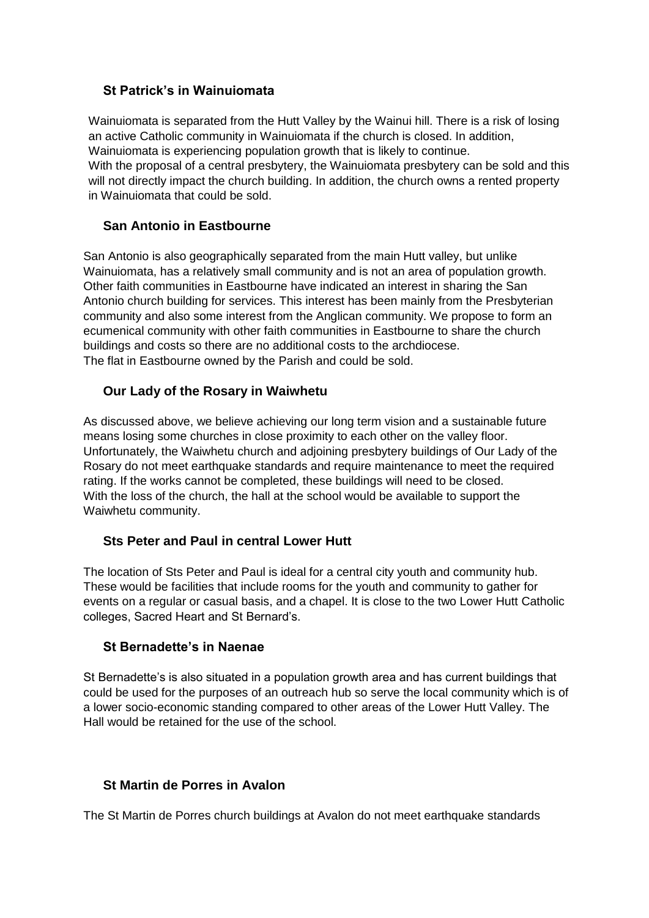### St Patrick's in Wainuiomata

Wainuiomata is separated from the Hutt Valley by the Wainui hill. There is a risk of losing an active Catholic community in Wainuiomata if the church is closed. In addition, Wainuiomata is experiencing population growth that is likely to continue.
With the proposal of a central presbytery, the Wainuiomata presbytery can be sold and this will not directly impact the church building. In addition, the church owns a rented property in Wainuiomata that could be sold.

### San Antonio in Eastbourne

San Antonio is also geographically separated from the main Hutt valley, but unlike Wainuiomata, has a relatively small community and is not an area of population growth. Other faith communities in Eastbourne have indicated an interest in sharing the San Antonio church building for services. This interest has been mainly from the Presbyterian community and also some interest from the Anglican community. We propose to form an ecumenical community with other faith communities in Eastbourne to share the church buildings and costs so there are no additional costs to the archdiocese.
The flat in Eastbourne owned by the Parish and could be sold.

### Our Lady of the Rosary in Waiwhetu

As discussed above, we believe achieving our long term vision and a sustainable future means losing some churches in close proximity to each other on the valley floor. Unfortunately, the Waiwhetu church and adjoining presbytery buildings of Our Lady of the Rosary do not meet earthquake standards and require maintenance to meet the required rating. If the works cannot be completed, these buildings will need to be closed.
With the loss of the church, the hall at the school would be available to support the Waiwhetu community.

### Sts Peter and Paul in central Lower Hutt

The location of Sts Peter and Paul is ideal for a central city youth and community hub. These would be facilities that include rooms for the youth and community to gather for events on a regular or casual basis, and a chapel. It is close to the two Lower Hutt Catholic colleges, Sacred Heart and St Bernard's.

### St Bernadette's in Naenae

St Bernadette's is also situated in a population growth area and has current buildings that could be used for the purposes of an outreach hub so serve the local community which is of a lower socio-economic standing compared to other areas of the Lower Hutt Valley. The Hall would be retained for the use of the school.

### St Martin de Porres in Avalon

The St Martin de Porres church buildings at Avalon do not meet earthquake standards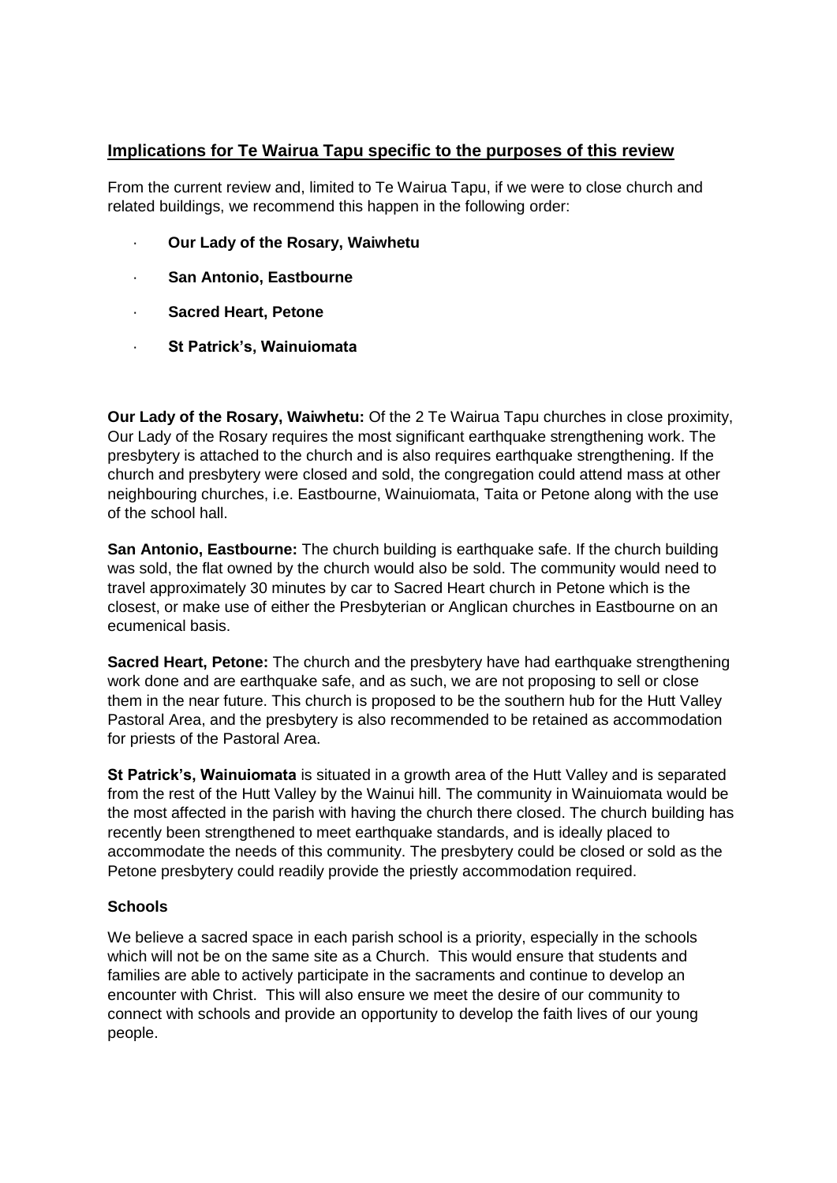## Implications for Te Wairua Tapu specific to the purposes of this review

From the current review and, limited to Te Wairua Tapu, if we were to close church and related buildings, we recommend this happen in the following order:

- **Our Lady of the Rosary, Waiwhetu**
- **San Antonio, Eastbourne**
- **Sacred Heart, Petone**
- **St Patrick's, Wainuiomata**

**Our Lady of the Rosary, Waiwhetu:** Of the 2 Te Wairua Tapu churches in close proximity, Our Lady of the Rosary requires the most significant earthquake strengthening work. The presbytery is attached to the church and is also requires earthquake strengthening. If the church and presbytery were closed and sold, the congregation could attend mass at other neighbouring churches, i.e. Eastbourne, Wainuiomata, Taita or Petone along with the use of the school hall.

**San Antonio, Eastbourne:** The church building is earthquake safe. If the church building was sold, the flat owned by the church would also be sold. The community would need to travel approximately 30 minutes by car to Sacred Heart church in Petone which is the closest, or make use of either the Presbyterian or Anglican churches in Eastbourne on an ecumenical basis.

**Sacred Heart, Petone:** The church and the presbytery have had earthquake strengthening work done and are earthquake safe, and as such, we are not proposing to sell or close them in the near future. This church is proposed to be the southern hub for the Hutt Valley Pastoral Area, and the presbytery is also recommended to be retained as accommodation for priests of the Pastoral Area.

**St Patrick's, Wainuiomata** is situated in a growth area of the Hutt Valley and is separated from the rest of the Hutt Valley by the Wainui hill. The community in Wainuiomata would be the most affected in the parish with having the church there closed. The church building has recently been strengthened to meet earthquake standards, and is ideally placed to accommodate the needs of this community. The presbytery could be closed or sold as the Petone presbytery could readily provide the priestly accommodation required.

### Schools

We believe a sacred space in each parish school is a priority, especially in the schools which will not be on the same site as a Church. This would ensure that students and families are able to actively participate in the sacraments and continue to develop an encounter with Christ. This will also ensure we meet the desire of our community to connect with schools and provide an opportunity to develop the faith lives of our young people.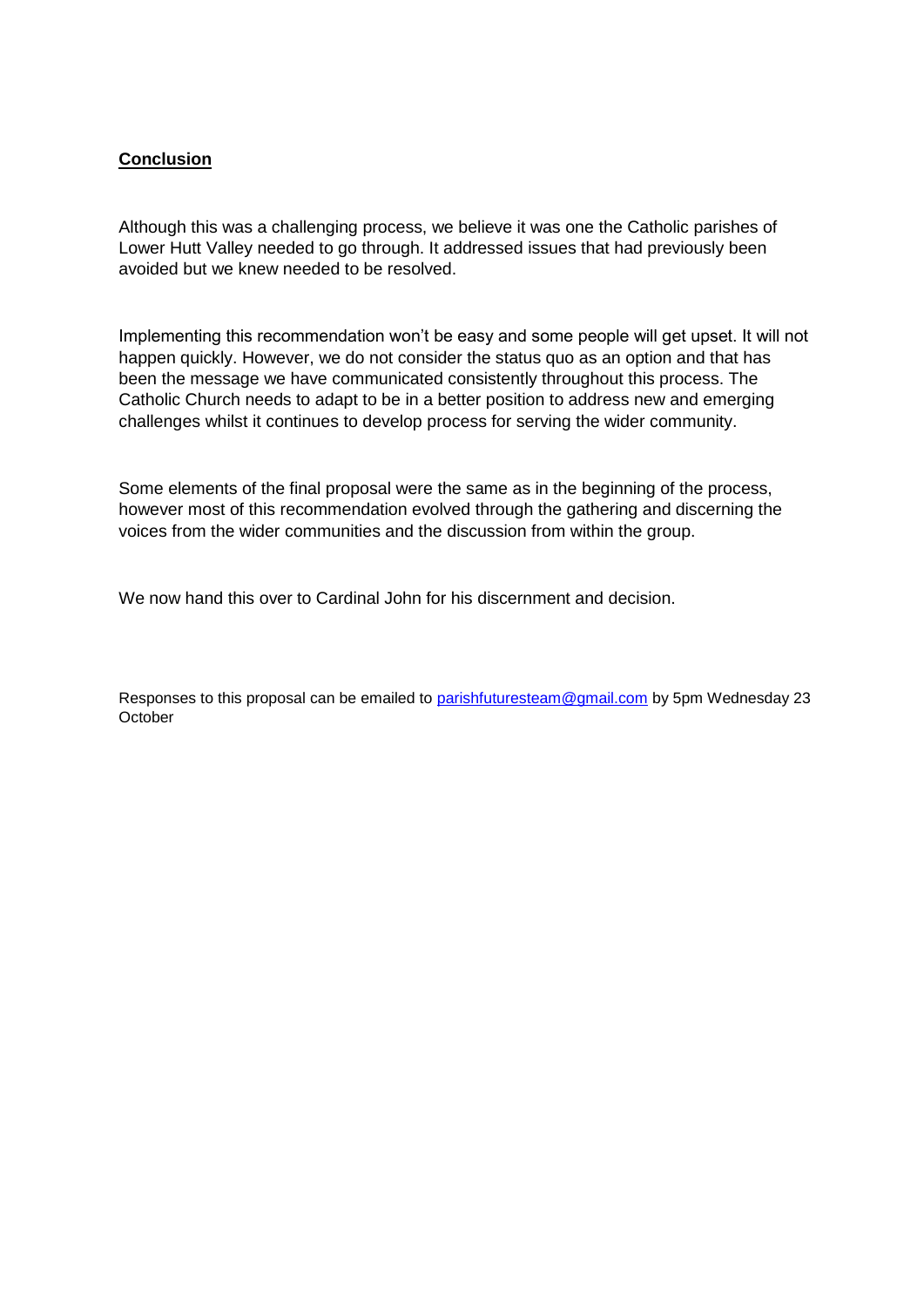## **Conclusion**

Although this was a challenging process, we believe it was one the Catholic parishes of Lower Hutt Valley needed to go through. It addressed issues that had previously been avoided but we knew needed to be resolved.

Implementing this recommendation won't be easy and some people will get upset. It will not happen quickly. However, we do not consider the status quo as an option and that has been the message we have communicated consistently throughout this process. The Catholic Church needs to adapt to be in a better position to address new and emerging challenges whilst it continues to develop process for serving the wider community.

Some elements of the final proposal were the same as in the beginning of the process, however most of this recommendation evolved through the gathering and discerning the voices from the wider communities and the discussion from within the group.

We now hand this over to Cardinal John for his discernment and decision.

Responses to this proposal can be emailed to parishfuturesteam@gmail.com by 5pm Wednesday 23 October